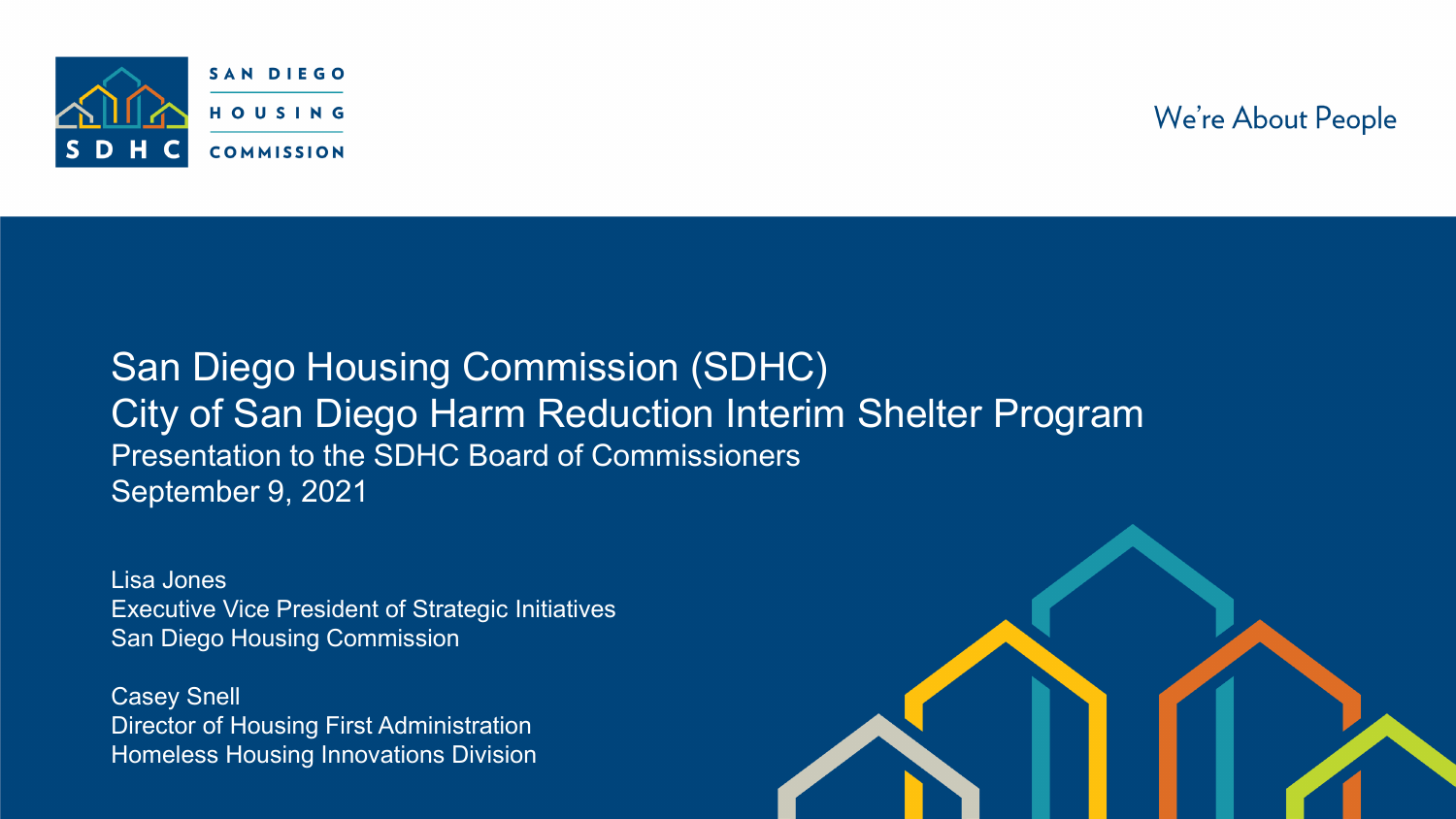SAN DIEGO HOUSING COMMISSION

We're About People

# San Diego Housing Commission (SDHC)
# City of San Diego Harm Reduction Interim Shelter Program

Presentation to the SDHC Board of Commissioners

September 9, 2021

Lisa Jones
Executive Vice President of Strategic Initiatives
San Diego Housing Commission

Casey Snell
Director of Housing First Administration
Homeless Housing Innovations Division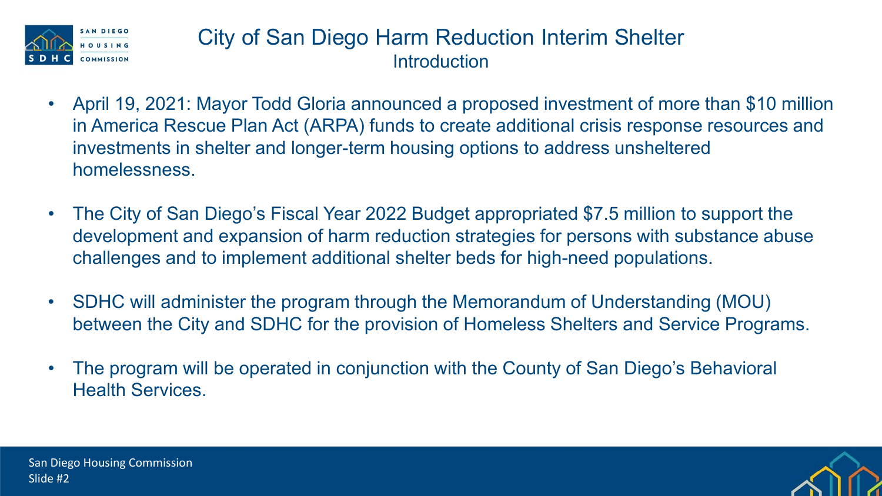# City of San Diego Harm Reduction Interim Shelter

## Introduction

- April 19, 2021: Mayor Todd Gloria announced a proposed investment of more than $10 million in America Rescue Plan Act (ARPA) funds to create additional crisis response resources and investments in shelter and longer-term housing options to address unsheltered homelessness.
- The City of San Diego's Fiscal Year 2022 Budget appropriated $7.5 million to support the development and expansion of harm reduction strategies for persons with substance abuse challenges and to implement additional shelter beds for high-need populations.
- SDHC will administer the program through the Memorandum of Understanding (MOU) between the City and SDHC for the provision of Homeless Shelters and Service Programs.
- The program will be operated in conjunction with the County of San Diego's Behavioral Health Services.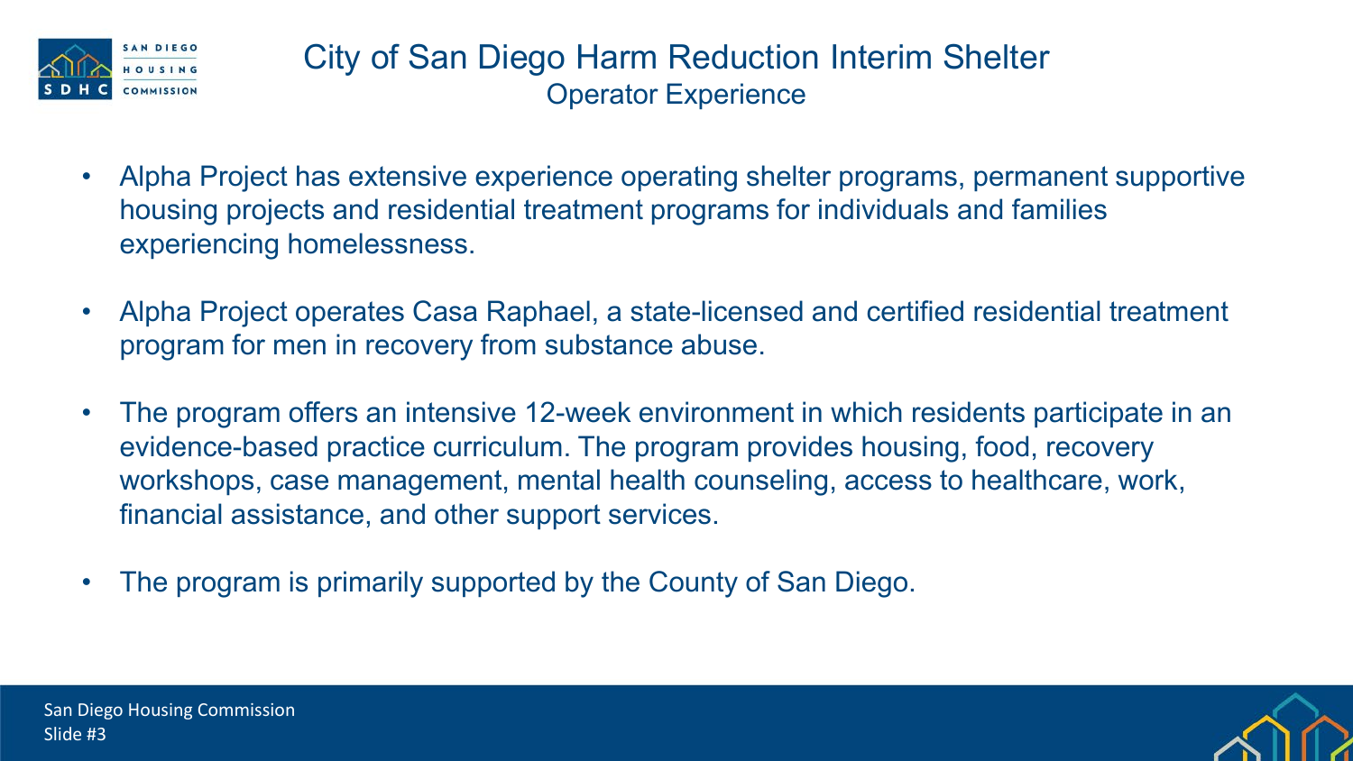# City of San Diego Harm Reduction Interim Shelter

## Operator Experience

- Alpha Project has extensive experience operating shelter programs, permanent supportive housing projects and residential treatment programs for individuals and families experiencing homelessness.
- Alpha Project operates Casa Raphael, a state-licensed and certified residential treatment program for men in recovery from substance abuse.
- The program offers an intensive 12-week environment in which residents participate in an evidence-based practice curriculum. The program provides housing, food, recovery workshops, case management, mental health counseling, access to healthcare, work, financial assistance, and other support services.
- The program is primarily supported by the County of San Diego.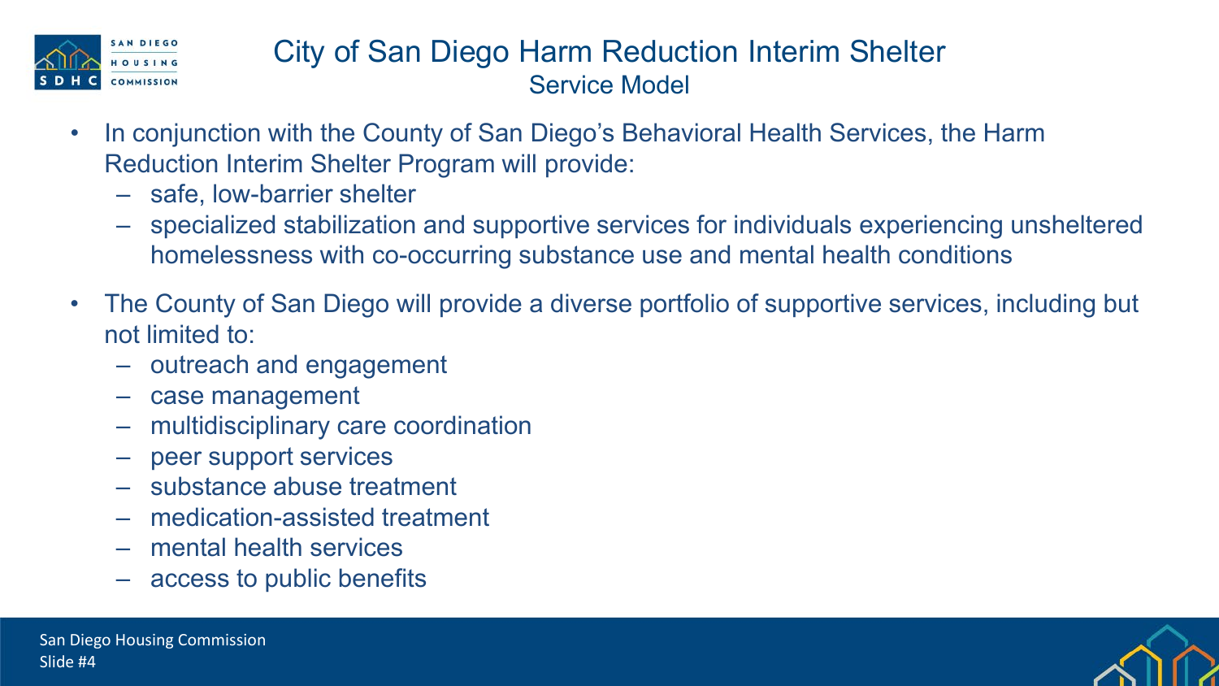# City of San Diego Harm Reduction Interim Shelter

## Service Model

- In conjunction with the County of San Diego's Behavioral Health Services, the Harm Reduction Interim Shelter Program will provide:
  - safe, low-barrier shelter
  - specialized stabilization and supportive services for individuals experiencing unsheltered homelessness with co-occurring substance use and mental health conditions
- The County of San Diego will provide a diverse portfolio of supportive services, including but not limited to:
  - outreach and engagement
  - case management
  - multidisciplinary care coordination
  - peer support services
  - substance abuse treatment
  - medication-assisted treatment
  - mental health services
  - access to public benefits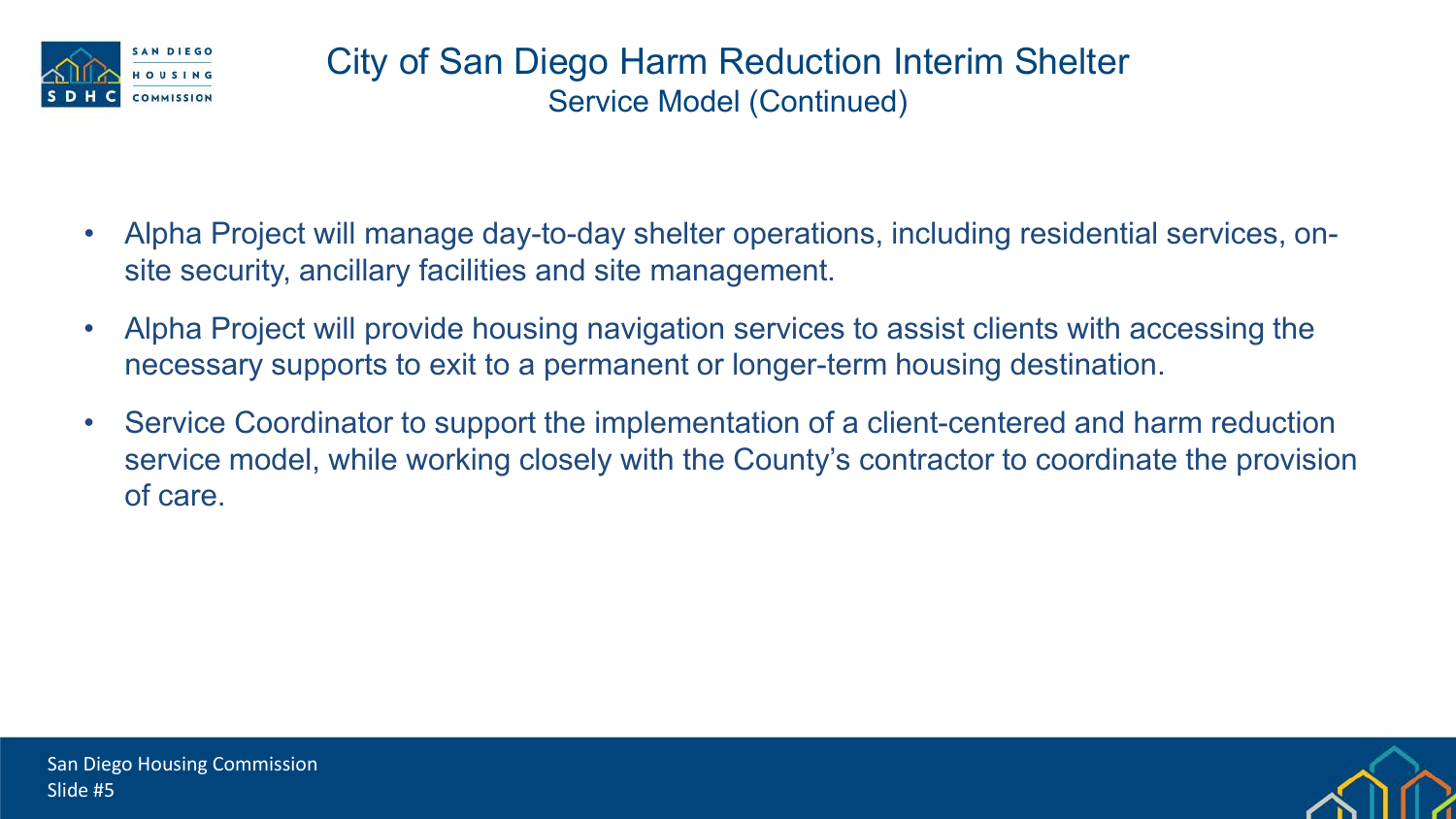# City of San Diego Harm Reduction Interim Shelter

## Service Model (Continued)

- Alpha Project will manage day-to-day shelter operations, including residential services, on-site security, ancillary facilities and site management.
- Alpha Project will provide housing navigation services to assist clients with accessing the necessary supports to exit to a permanent or longer-term housing destination.
- Service Coordinator to support the implementation of a client-centered and harm reduction service model, while working closely with the County's contractor to coordinate the provision of care.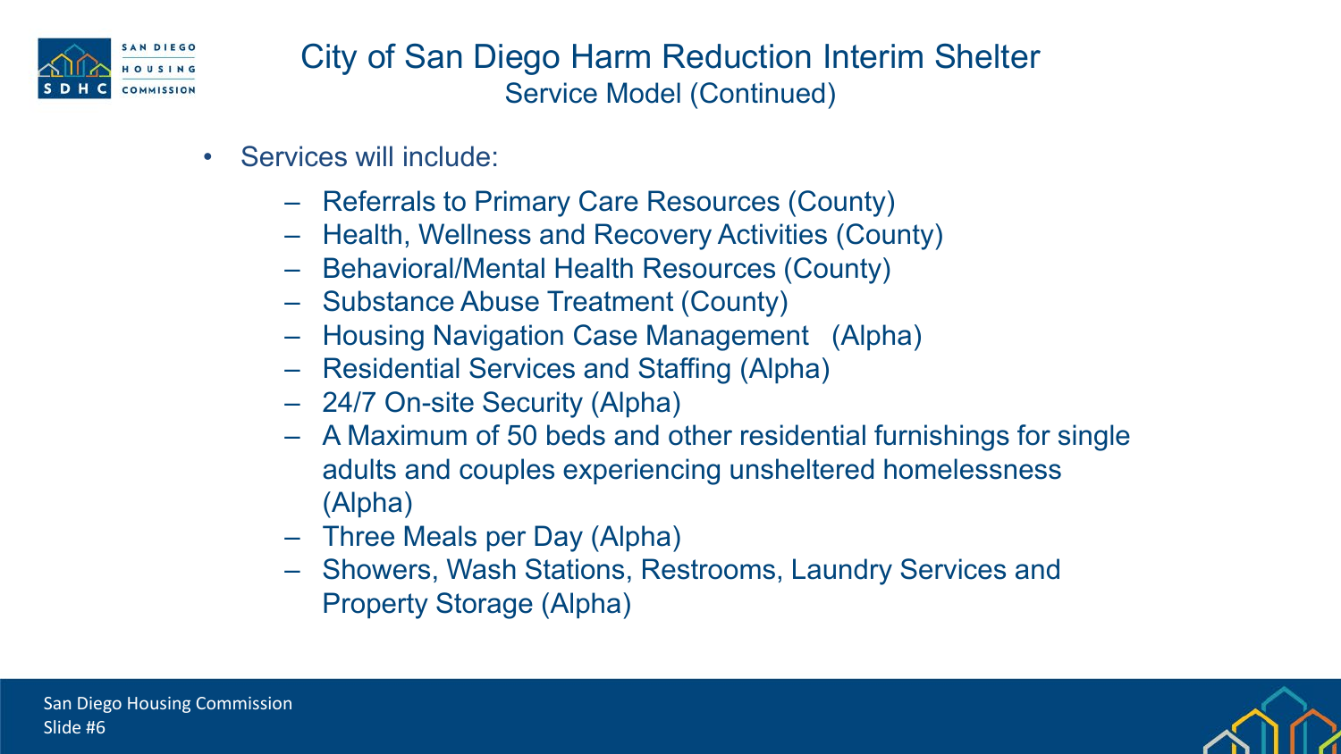# City of San Diego Harm Reduction Interim Shelter

## Service Model (Continued)

- Services will include:
  - Referrals to Primary Care Resources (County)
  - Health, Wellness and Recovery Activities (County)
  - Behavioral/Mental Health Resources (County)
  - Substance Abuse Treatment (County)
  - Housing Navigation Case Management (Alpha)
  - Residential Services and Staffing (Alpha)
  - 24/7 On-site Security (Alpha)
  - A Maximum of 50 beds and other residential furnishings for single adults and couples experiencing unsheltered homelessness (Alpha)
  - Three Meals per Day (Alpha)
  - Showers, Wash Stations, Restrooms, Laundry Services and Property Storage (Alpha)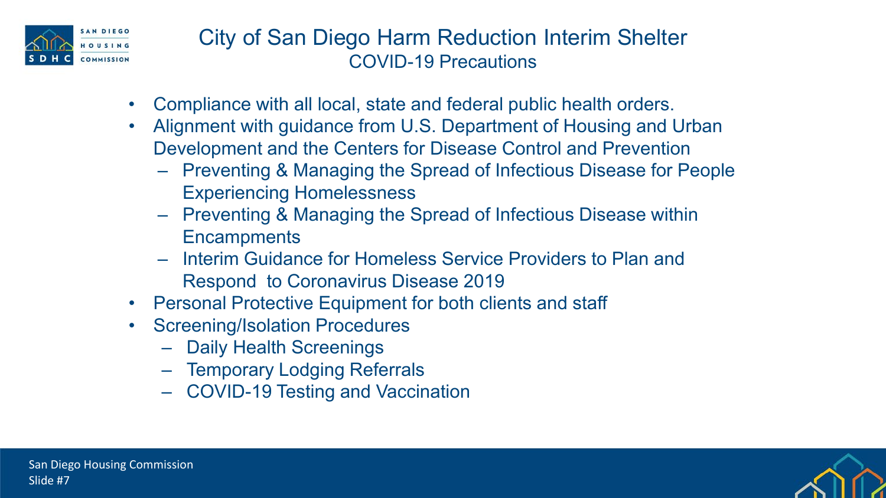# City of San Diego Harm Reduction Interim Shelter

## COVID-19 Precautions

- Compliance with all local, state and federal public health orders.
- Alignment with guidance from U.S. Department of Housing and Urban Development and the Centers for Disease Control and Prevention
  - Preventing & Managing the Spread of Infectious Disease for People Experiencing Homelessness
  - Preventing & Managing the Spread of Infectious Disease within Encampments
  - Interim Guidance for Homeless Service Providers to Plan and Respond to Coronavirus Disease 2019
- Personal Protective Equipment for both clients and staff
- Screening/Isolation Procedures
  - Daily Health Screenings
  - Temporary Lodging Referrals
  - COVID-19 Testing and Vaccination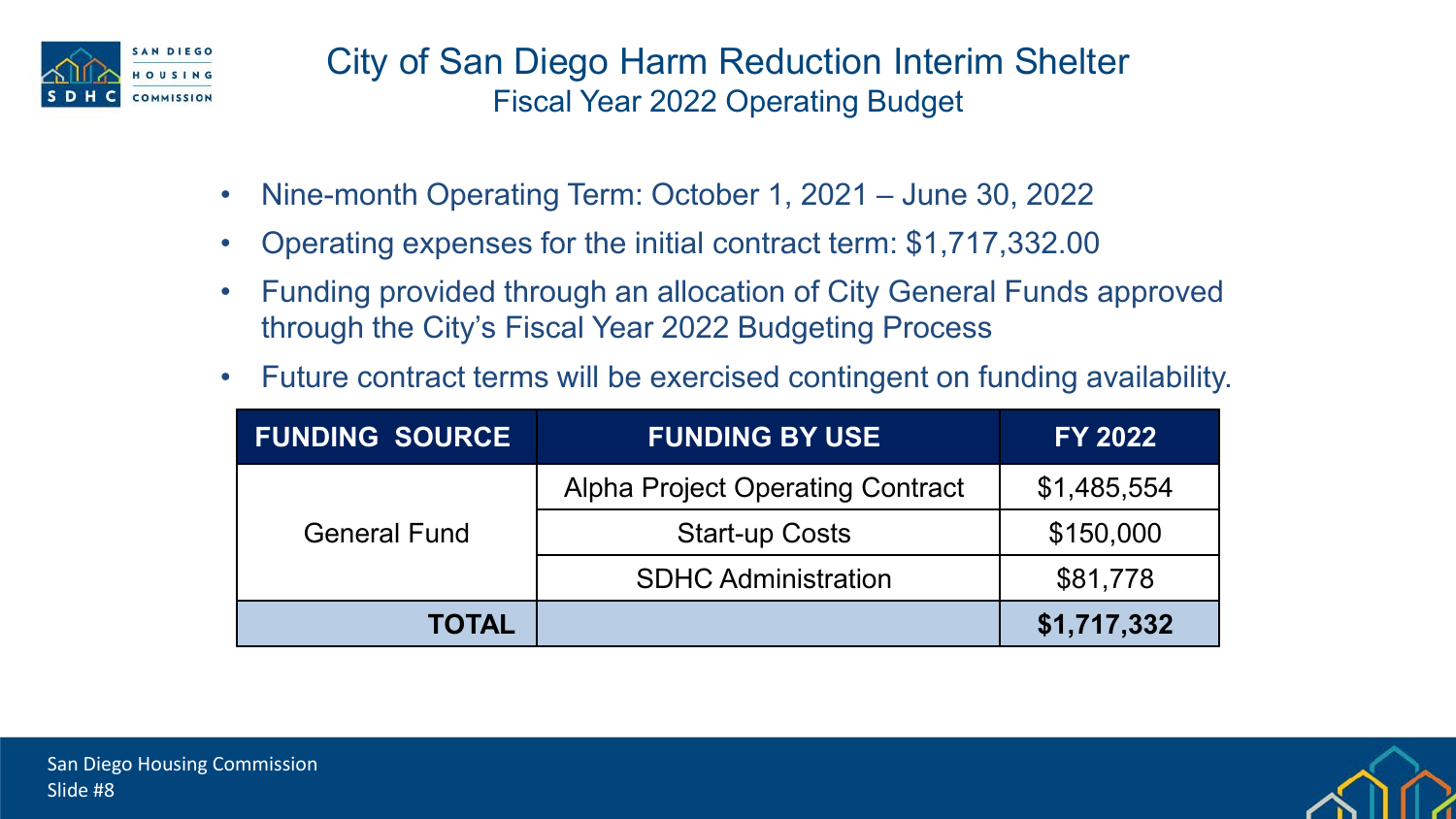# City of San Diego Harm Reduction Interim Shelter

## Fiscal Year 2022 Operating Budget

- Nine-month Operating Term: October 1, 2021 – June 30, 2022
- Operating expenses for the initial contract term: $1,717,332.00
- Funding provided through an allocation of City General Funds approved through the City's Fiscal Year 2022 Budgeting Process
- Future contract terms will be exercised contingent on funding availability.

| FUNDING SOURCE | FUNDING BY USE | FY 2022 |
|---|---|---|
| General Fund | Alpha Project Operating Contract | $1,485,554 |
| | Start-up Costs | $150,000 |
| | SDHC Administration | $81,778 |
| **TOTAL** | | **$1,717,332** |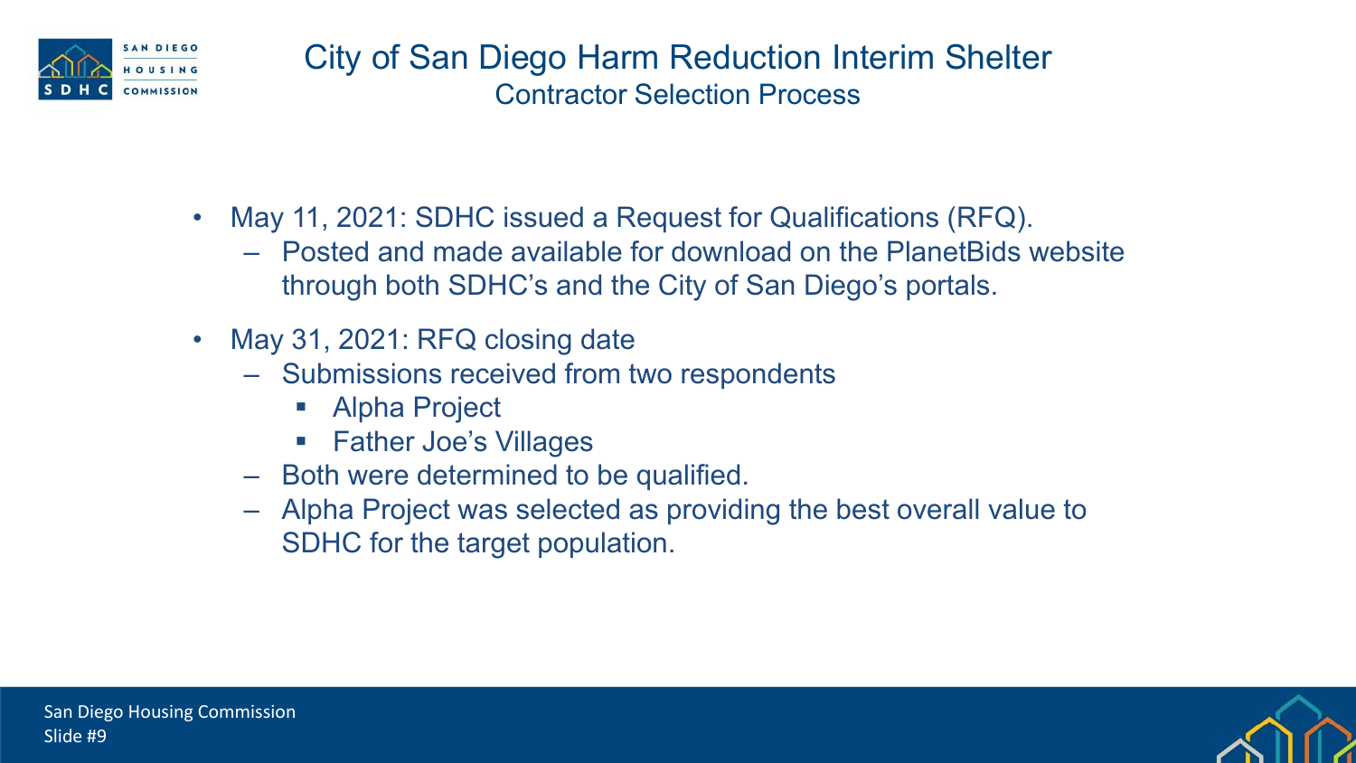# City of San Diego Harm Reduction Interim Shelter

## Contractor Selection Process

- May 11, 2021: SDHC issued a Request for Qualifications (RFQ).
  - Posted and made available for download on the PlanetBids website through both SDHC's and the City of San Diego's portals.
- May 31, 2021: RFQ closing date
  - Submissions received from two respondents
    - Alpha Project
    - Father Joe's Villages
  - Both were determined to be qualified.
  - Alpha Project was selected as providing the best overall value to SDHC for the target population.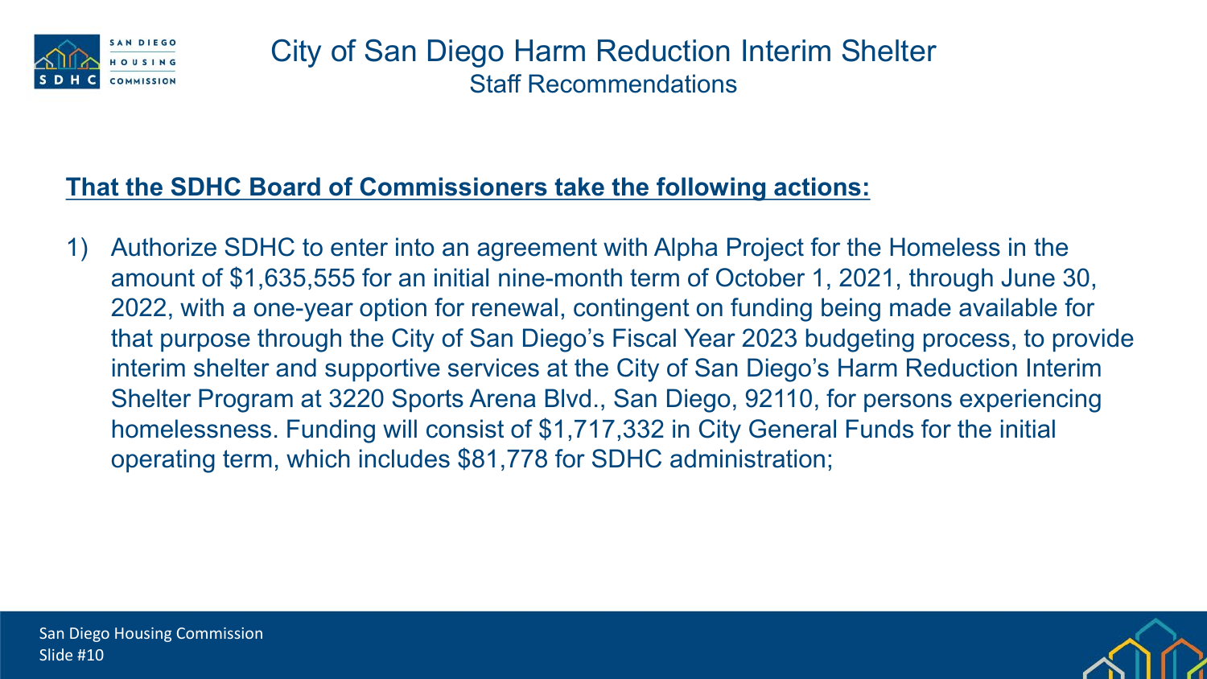# City of San Diego Harm Reduction Interim Shelter

## Staff Recommendations

**That the SDHC Board of Commissioners take the following actions:**

1) Authorize SDHC to enter into an agreement with Alpha Project for the Homeless in the amount of $1,635,555 for an initial nine-month term of October 1, 2021, through June 30, 2022, with a one-year option for renewal, contingent on funding being made available for that purpose through the City of San Diego's Fiscal Year 2023 budgeting process, to provide interim shelter and supportive services at the City of San Diego's Harm Reduction Interim Shelter Program at 3220 Sports Arena Blvd., San Diego, 92110, for persons experiencing homelessness. Funding will consist of $1,717,332 in City General Funds for the initial operating term, which includes $81,778 for SDHC administration;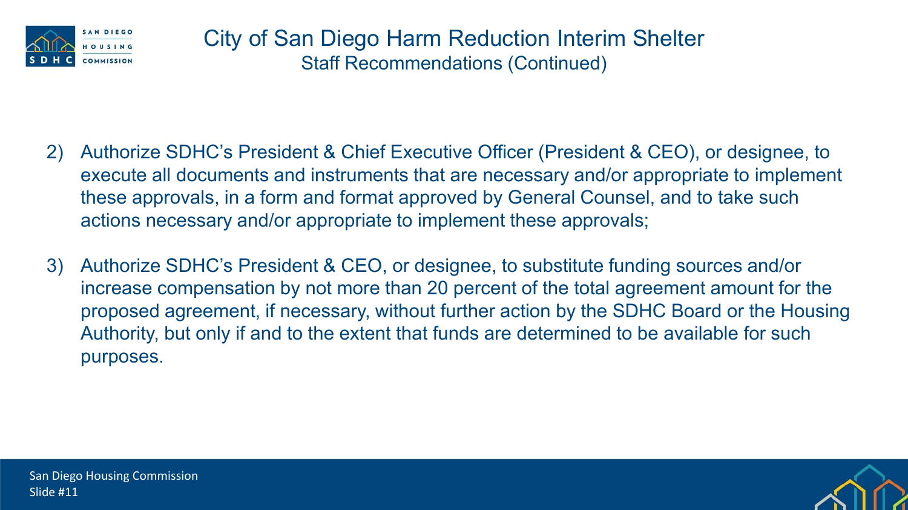# City of San Diego Harm Reduction Interim Shelter

## Staff Recommendations (Continued)

2) Authorize SDHC's President & Chief Executive Officer (President & CEO), or designee, to execute all documents and instruments that are necessary and/or appropriate to implement these approvals, in a form and format approved by General Counsel, and to take such actions necessary and/or appropriate to implement these approvals;

3) Authorize SDHC's President & CEO, or designee, to substitute funding sources and/or increase compensation by not more than 20 percent of the total agreement amount for the proposed agreement, if necessary, without further action by the SDHC Board or the Housing Authority, but only if and to the extent that funds are determined to be available for such purposes.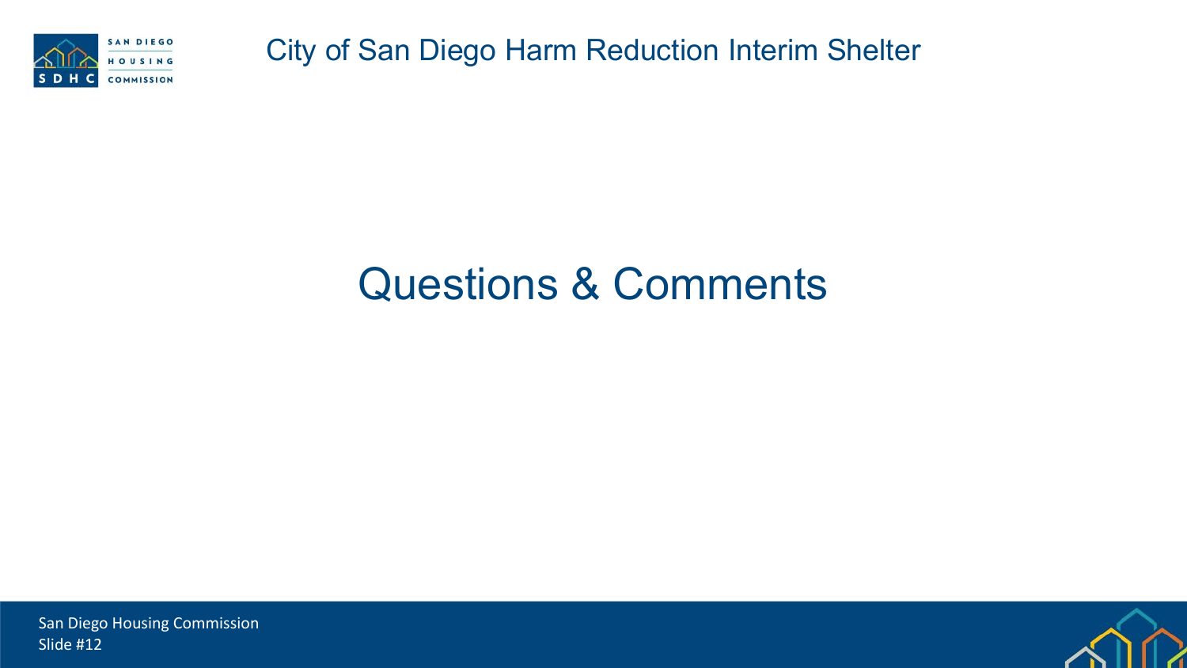# City of San Diego Harm Reduction Interim Shelter

## Questions & Comments